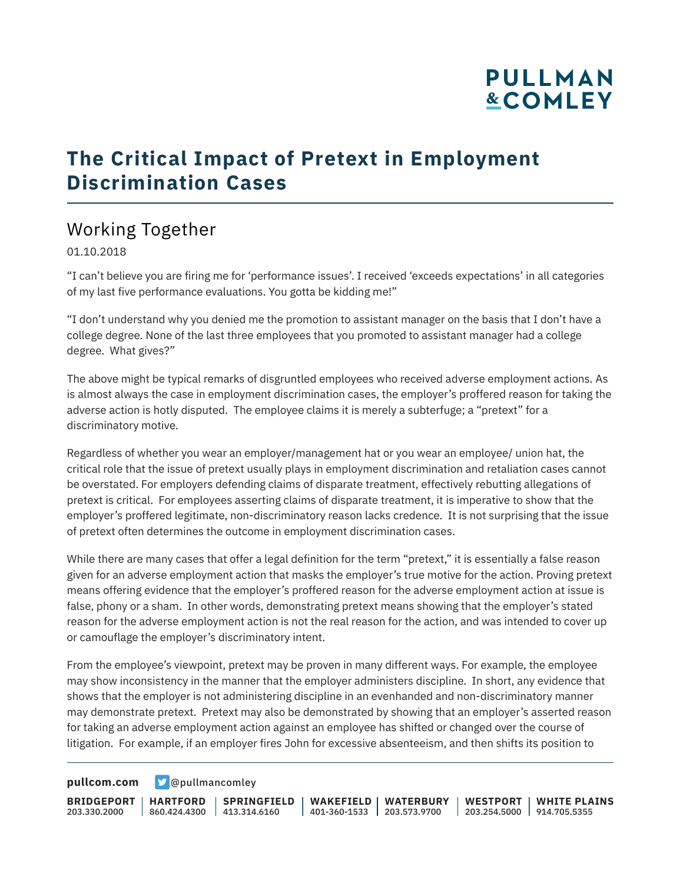# The Critical Impact of Pretext in Employment Discrimination Cases

## Working Together

01.10.2018

"I can't believe you are firing me for 'performance issues'. I received 'exceeds expectations' in all categories of my last five performance evaluations. You gotta be kidding me!"

"I don't understand why you denied me the promotion to assistant manager on the basis that I don't have a college degree. None of the last three employees that you promoted to assistant manager had a college degree. What gives?"

The above might be typical remarks of disgruntled employees who received adverse employment actions. As is almost always the case in employment discrimination cases, the employer's proffered reason for taking the adverse action is hotly disputed. The employee claims it is merely a subterfuge; a "pretext" for a discriminatory motive.

Regardless of whether you wear an employer/management hat or you wear an employee/ union hat, the critical role that the issue of pretext usually plays in employment discrimination and retaliation cases cannot be overstated. For employers defending claims of disparate treatment, effectively rebutting allegations of pretext is critical. For employees asserting claims of disparate treatment, it is imperative to show that the employer's proffered legitimate, non-discriminatory reason lacks credence. It is not surprising that the issue of pretext often determines the outcome in employment discrimination cases.

While there are many cases that offer a legal definition for the term "pretext," it is essentially a false reason given for an adverse employment action that masks the employer's true motive for the action. Proving pretext means offering evidence that the employer's proffered reason for the adverse employment action at issue is false, phony or a sham. In other words, demonstrating pretext means showing that the employer's stated reason for the adverse employment action is not the real reason for the action, and was intended to cover up or camouflage the employer's discriminatory intent.

From the employee's viewpoint, pretext may be proven in many different ways. For example, the employee may show inconsistency in the manner that the employer administers discipline. In short, any evidence that shows that the employer is not administering discipline in an evenhanded and non-discriminatory manner may demonstrate pretext. Pretext may also be demonstrated by showing that an employer's asserted reason for taking an adverse employment action against an employee has shifted or changed over the course of litigation. For example, if an employer fires John for excessive absenteeism, and then shifts its position to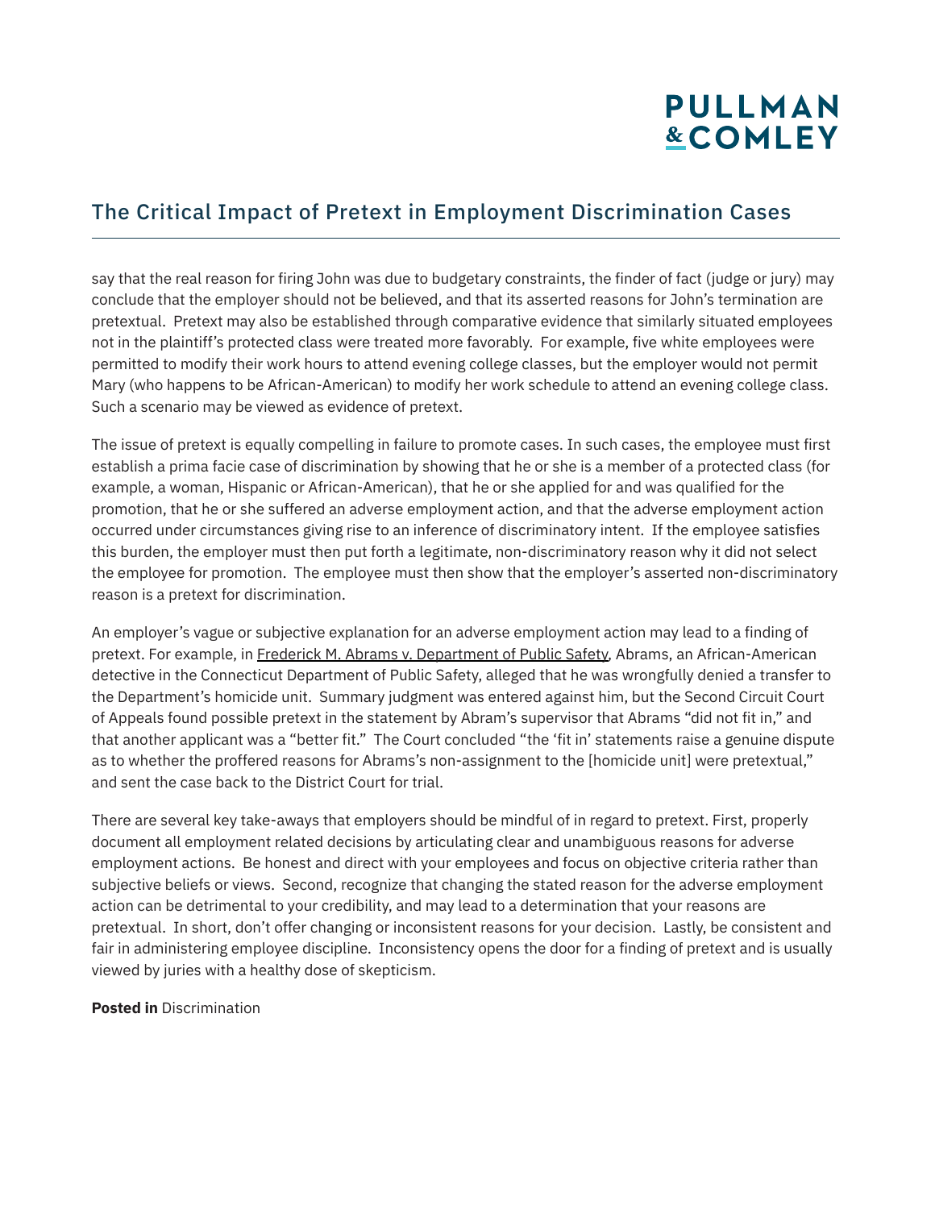say that the real reason for firing John was due to budgetary constraints, the finder of fact (judge or jury) may conclude that the employer should not be believed, and that its asserted reasons for John's termination are pretextual. Pretext may also be established through comparative evidence that similarly situated employees not in the plaintiff's protected class were treated more favorably. For example, five white employees were permitted to modify their work hours to attend evening college classes, but the employer would not permit Mary (who happens to be African-American) to modify her work schedule to attend an evening college class. Such a scenario may be viewed as evidence of pretext.

The issue of pretext is equally compelling in failure to promote cases. In such cases, the employee must first establish a prima facie case of discrimination by showing that he or she is a member of a protected class (for example, a woman, Hispanic or African-American), that he or she applied for and was qualified for the promotion, that he or she suffered an adverse employment action, and that the adverse employment action occurred under circumstances giving rise to an inference of discriminatory intent. If the employee satisfies this burden, the employer must then put forth a legitimate, non-discriminatory reason why it did not select the employee for promotion. The employee must then show that the employer's asserted non-discriminatory reason is a pretext for discrimination.

An employer's vague or subjective explanation for an adverse employment action may lead to a finding of pretext. For example, in Frederick M. Abrams v. Department of Public Safety, Abrams, an African-American detective in the Connecticut Department of Public Safety, alleged that he was wrongfully denied a transfer to the Department's homicide unit. Summary judgment was entered against him, but the Second Circuit Court of Appeals found possible pretext in the statement by Abram's supervisor that Abrams "did not fit in," and that another applicant was a "better fit." The Court concluded "the 'fit in' statements raise a genuine dispute as to whether the proffered reasons for Abrams's non-assignment to the [homicide unit] were pretextual," and sent the case back to the District Court for trial.

There are several key take-aways that employers should be mindful of in regard to pretext. First, properly document all employment related decisions by articulating clear and unambiguous reasons for adverse employment actions. Be honest and direct with your employees and focus on objective criteria rather than subjective beliefs or views. Second, recognize that changing the stated reason for the adverse employment action can be detrimental to your credibility, and may lead to a determination that your reasons are pretextual. In short, don't offer changing or inconsistent reasons for your decision. Lastly, be consistent and fair in administering employee discipline. Inconsistency opens the door for a finding of pretext and is usually viewed by juries with a healthy dose of skepticism.

**Posted in** Discrimination